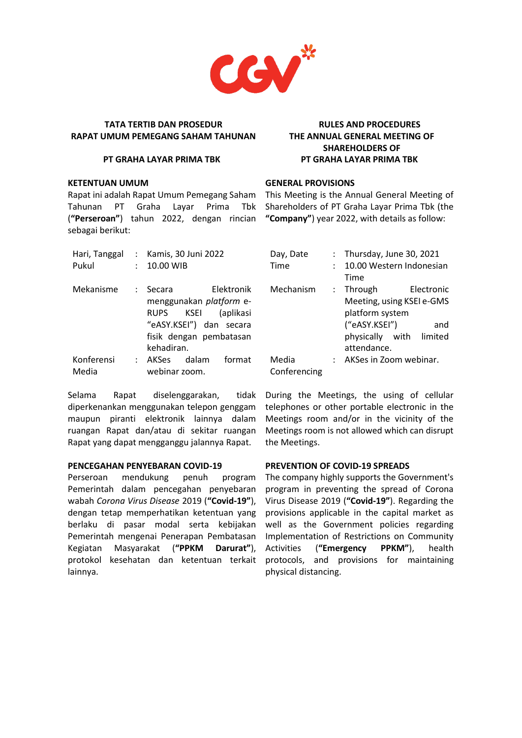## TATA TERTIB DAN PROSEDUR RAPAT UMUM PEMEGANG SAHAM TAHUNAN

## PT GRAHA LAYAR PRIMA TBK

### KETENTUAN UMUM

Rapat ini adalah Rapat Umum Pemegang Saham Tahunan PT Graha Layar Prima Tbk (**"Perseroan"**) tahun 2022, dengan rincian sebagai berikut:

| | | |
|---|---|---|
| Hari, Tanggal | : | Kamis, 30 Juni 2022 |
| Pukul | : | 10.00 WIB |
| Mekanisme | : | Secara Elektronik menggunakan *platform* e-RUPS KSEI (aplikasi "eASY.KSEI") dan secara fisik dengan pembatasan kehadiran. |
| Konferensi Media | : | AKSes dalam format webinar zoom. |

Selama Rapat diselenggarakan, tidak diperkenankan menggunakan telepon genggam maupun piranti elektronik lainnya dalam ruangan Rapat dan/atau di sekitar ruangan Rapat yang dapat mengganggu jalannya Rapat.

### PENCEGAHAN PENYEBARAN COVID-19

Perseroan mendukung penuh program Pemerintah dalam pencegahan penyebaran wabah *Corona Virus Disease* 2019 (**"Covid-19"**), dengan tetap memperhatikan ketentuan yang berlaku di pasar modal serta kebijakan Pemerintah mengenai Penerapan Pembatasan Kegiatan Masyarakat (**"PPKM Darurat"**), protokol kesehatan dan ketentuan terkait lainnya.

## RULES AND PROCEDURES THE ANNUAL GENERAL MEETING OF SHAREHOLDERS OF PT GRAHA LAYAR PRIMA TBK

### GENERAL PROVISIONS

This Meeting is the Annual General Meeting of Shareholders of PT Graha Layar Prima Tbk (the **"Company"**) year 2022, with details as follow:

| | | |
|---|---|---|
| Day, Date | : | Thursday, June 30, 2021 |
| Time | : | 10.00 Western Indonesian Time |
| Mechanism | : | Through Electronic Meeting, using KSEI e-GMS platform system ("eASY.KSEI") and physically with limited attendance. |
| Media Conferencing | : | AKSes in Zoom webinar. |

During the Meetings, the using of cellular telephones or other portable electronic in the Meetings room and/or in the vicinity of the Meetings room is not allowed which can disrupt the Meetings.

### PREVENTION OF COVID-19 SPREADS

The company highly supports the Government's program in preventing the spread of Corona Virus Disease 2019 (**"Covid-19"**). Regarding the provisions applicable in the capital market as well as the Government policies regarding Implementation of Restrictions on Community Activities (**"Emergency PPKM"**), health protocols, and provisions for maintaining physical distancing.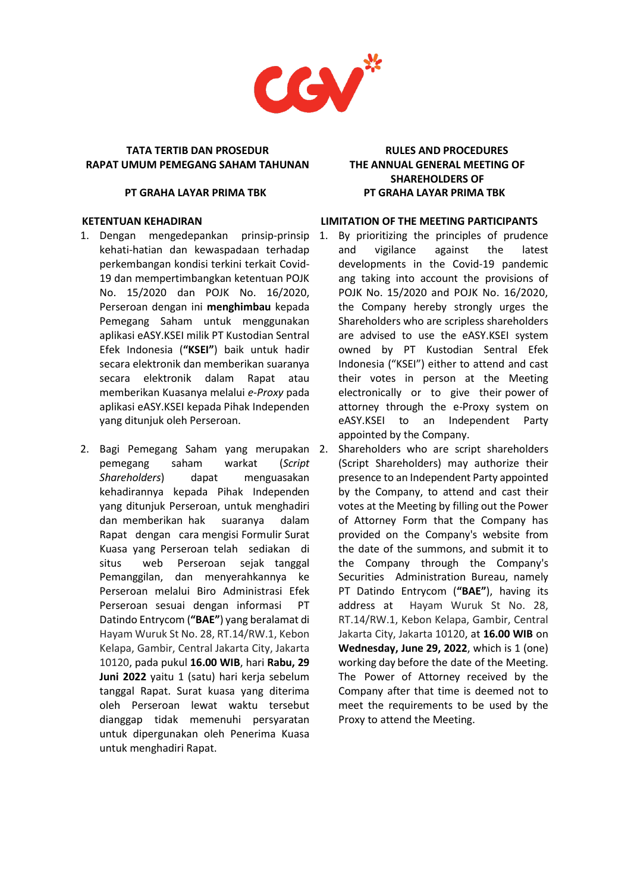## TATA TERTIB DAN PROSEDUR RAPAT UMUM PEMEGANG SAHAM TAHUNAN

## PT GRAHA LAYAR PRIMA TBK

### KETENTUAN KEHADIRAN

1. Dengan mengedepankan prinsip-prinsip kehati-hatian dan kewaspadaan terhadap perkembangan kondisi terkini terkait Covid-19 dan mempertimbangkan ketentuan POJK No. 15/2020 dan POJK No. 16/2020, Perseroan dengan ini **menghimbau** kepada Pemegang Saham untuk menggunakan aplikasi eASY.KSEI milik PT Kustodian Sentral Efek Indonesia (**"KSEI"**) baik untuk hadir secara elektronik dan memberikan suaranya secara elektronik dalam Rapat atau memberikan Kuasanya melalui *e-Proxy* pada aplikasi eASY.KSEI kepada Pihak Independen yang ditunjuk oleh Perseroan.

2. Bagi Pemegang Saham yang merupakan pemegang saham warkat (*Script Shareholders*) dapat menguasakan kehadirannya kepada Pihak Independen yang ditunjuk Perseroan, untuk menghadiri dan memberikan hak suaranya dalam Rapat dengan cara mengisi Formulir Surat Kuasa yang Perseroan telah sediakan di situs web Perseroan sejak tanggal Pemanggilan, dan menyerahkannya ke Perseroan melalui Biro Administrasi Efek Perseroan sesuai dengan informasi PT Datindo Entrycom (**"BAE"**) yang beralamat di Hayam Wuruk St No. 28, RT.14/RW.1, Kebon Kelapa, Gambir, Central Jakarta City, Jakarta 10120, pada pukul **16.00 WIB**, hari **Rabu, 29 Juni 2022** yaitu 1 (satu) hari kerja sebelum tanggal Rapat. Surat kuasa yang diterima oleh Perseroan lewat waktu tersebut dianggap tidak memenuhi persyaratan untuk dipergunakan oleh Penerima Kuasa untuk menghadiri Rapat.

## RULES AND PROCEDURES THE ANNUAL GENERAL MEETING OF SHAREHOLDERS OF PT GRAHA LAYAR PRIMA TBK

### LIMITATION OF THE MEETING PARTICIPANTS

1. By prioritizing the principles of prudence and vigilance against the latest developments in the Covid-19 pandemic ang taking into account the provisions of POJK No. 15/2020 and POJK No. 16/2020, the Company hereby strongly urges the Shareholders who are scripless shareholders are advised to use the eASY.KSEI system owned by PT Kustodian Sentral Efek Indonesia ("KSEI") either to attend and cast their votes in person at the Meeting electronically or to give their power of attorney through the e-Proxy system on eASY.KSEI to an Independent Party appointed by the Company.

2. Shareholders who are script shareholders (Script Shareholders) may authorize their presence to an Independent Party appointed by the Company, to attend and cast their votes at the Meeting by filling out the Power of Attorney Form that the Company has provided on the Company's website from the date of the summons, and submit it to the Company through the Company's Securities Administration Bureau, namely PT Datindo Entrycom (**"BAE"**), having its address at Hayam Wuruk St No. 28, RT.14/RW.1, Kebon Kelapa, Gambir, Central Jakarta City, Jakarta 10120, at **16.00 WIB** on **Wednesday, June 29, 2022**, which is 1 (one) working day before the date of the Meeting. The Power of Attorney received by the Company after that time is deemed not to meet the requirements to be used by the Proxy to attend the Meeting.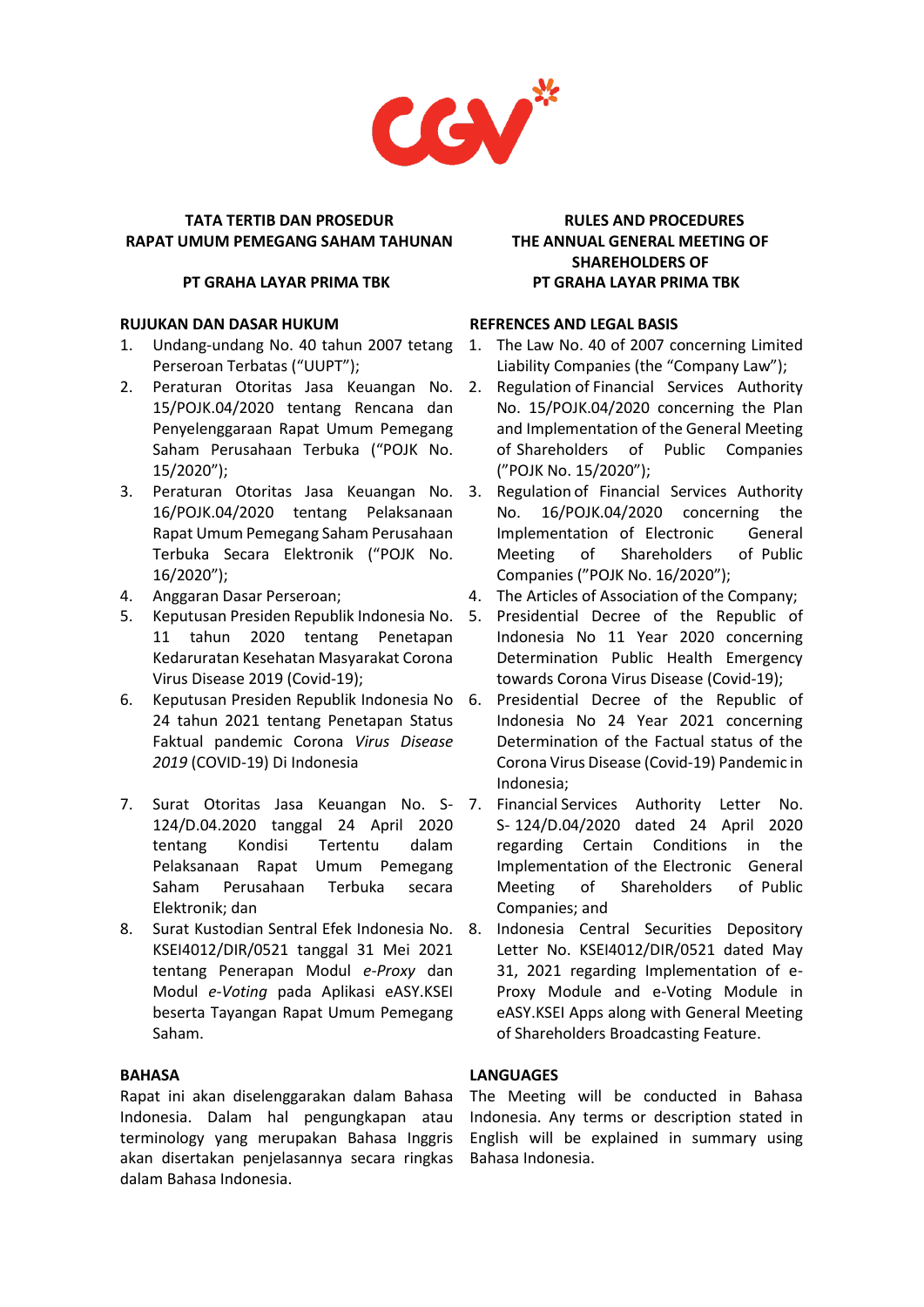**TATA TERTIB DAN PROSEDUR RAPAT UMUM PEMEGANG SAHAM TAHUNAN**

**PT GRAHA LAYAR PRIMA TBK**

**RULES AND PROCEDURES THE ANNUAL GENERAL MEETING OF SHAREHOLDERS OF PT GRAHA LAYAR PRIMA TBK**

**RUJUKAN DAN DASAR HUKUM**

1. Undang-undang No. 40 tahun 2007 tetang Perseroan Terbatas ("UUPT");
2. Peraturan Otoritas Jasa Keuangan No. 15/POJK.04/2020 tentang Rencana dan Penyelenggaraan Rapat Umum Pemegang Saham Perusahaan Terbuka ("POJK No. 15/2020");
3. Peraturan Otoritas Jasa Keuangan No. 16/POJK.04/2020 tentang Pelaksanaan Rapat Umum Pemegang Saham Perusahaan Terbuka Secara Elektronik ("POJK No. 16/2020");
4. Anggaran Dasar Perseroan;
5. Keputusan Presiden Republik Indonesia No. 11 tahun 2020 tentang Penetapan Kedaruratan Kesehatan Masyarakat Corona Virus Disease 2019 (Covid-19);
6. Keputusan Presiden Republik Indonesia No 24 tahun 2021 tentang Penetapan Status Faktual pandemic Corona *Virus Disease 2019* (COVID-19) Di Indonesia
7. Surat Otoritas Jasa Keuangan No. S-124/D.04.2020 tanggal 24 April 2020 tentang Kondisi Tertentu dalam Pelaksanaan Rapat Umum Pemegang Saham Perusahaan Terbuka secara Elektronik; dan
8. Surat Kustodian Sentral Efek Indonesia No. KSEI4012/DIR/0521 tanggal 31 Mei 2021 tentang Penerapan Modul *e-Proxy* dan Modul *e-Voting* pada Aplikasi eASY.KSEI beserta Tayangan Rapat Umum Pemegang Saham.

**REFRENCES AND LEGAL BASIS**

1. The Law No. 40 of 2007 concerning Limited Liability Companies (the "Company Law");
2. Regulation of Financial Services Authority No. 15/POJK.04/2020 concerning the Plan and Implementation of the General Meeting of Shareholders of Public Companies ("POJK No. 15/2020");
3. Regulation of Financial Services Authority No. 16/POJK.04/2020 concerning the Implementation of Electronic General Meeting of Shareholders of Public Companies ("POJK No. 16/2020");
4. The Articles of Association of the Company;
5. Presidential Decree of the Republic of Indonesia No 11 Year 2020 concerning Determination Public Health Emergency towards Corona Virus Disease (Covid-19);
6. Presidential Decree of the Republic of Indonesia No 24 Year 2021 concerning Determination of the Factual status of the Corona Virus Disease (Covid-19) Pandemic in Indonesia;
7. Financial Services Authority Letter No. S- 124/D.04/2020 dated 24 April 2020 regarding Certain Conditions in the Implementation of the Electronic General Meeting of Shareholders of Public Companies; and
8. Indonesia Central Securities Depository Letter No. KSEI4012/DIR/0521 dated May 31, 2021 regarding Implementation of e-Proxy Module and e-Voting Module in eASY.KSEI Apps along with General Meeting of Shareholders Broadcasting Feature.

**BAHASA**

Rapat ini akan diselenggarakan dalam Bahasa Indonesia. Dalam hal pengungkapan atau terminology yang merupakan Bahasa Inggris akan disertakan penjelasannya secara ringkas dalam Bahasa Indonesia.

**LANGUAGES**

The Meeting will be conducted in Bahasa Indonesia. Any terms or description stated in English will be explained in summary using Bahasa Indonesia.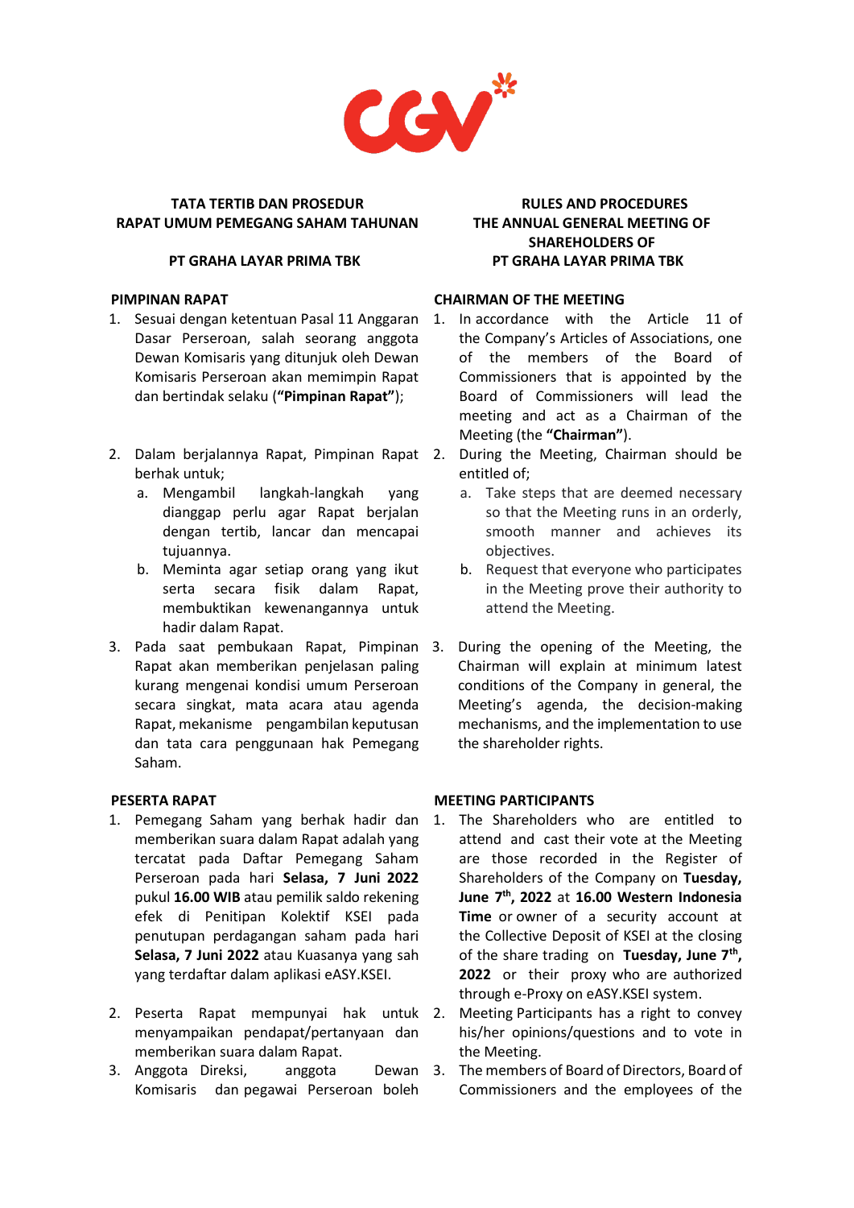**TATA TERTIB DAN PROSEDUR RAPAT UMUM PEMEGANG SAHAM TAHUNAN**

**PT GRAHA LAYAR PRIMA TBK**

**PIMPINAN RAPAT**

1. Sesuai dengan ketentuan Pasal 11 Anggaran Dasar Perseroan, salah seorang anggota Dewan Komisaris yang ditunjuk oleh Dewan Komisaris Perseroan akan memimpin Rapat dan bertindak selaku (**"Pimpinan Rapat"**);
2. Dalam berjalannya Rapat, Pimpinan Rapat berhak untuk;
   a. Mengambil langkah-langkah yang dianggap perlu agar Rapat berjalan dengan tertib, lancar dan mencapai tujuannya.
   b. Meminta agar setiap orang yang ikut serta secara fisik dalam Rapat, membuktikan kewenangannya untuk hadir dalam Rapat.
3. Pada saat pembukaan Rapat, Pimpinan Rapat akan memberikan penjelasan paling kurang mengenai kondisi umum Perseroan secara singkat, mata acara atau agenda Rapat, mekanisme pengambilan keputusan dan tata cara penggunaan hak Pemegang Saham.

**PESERTA RAPAT**

1. Pemegang Saham yang berhak hadir dan memberikan suara dalam Rapat adalah yang tercatat pada Daftar Pemegang Saham Perseroan pada hari **Selasa, 7 Juni 2022** pukul **16.00 WIB** atau pemilik saldo rekening efek di Penitipan Kolektif KSEI pada penutupan perdagangan saham pada hari **Selasa, 7 Juni 2022** atau Kuasanya yang sah yang terdaftar dalam aplikasi eASY.KSEI.
2. Peserta Rapat mempunyai hak untuk menyampaikan pendapat/pertanyaan dan memberikan suara dalam Rapat.
3. Anggota Direksi, anggota Dewan Komisaris dan pegawai Perseroan boleh

**RULES AND PROCEDURES THE ANNUAL GENERAL MEETING OF SHAREHOLDERS OF PT GRAHA LAYAR PRIMA TBK**

**CHAIRMAN OF THE MEETING**

1. In accordance with the Article 11 of the Company's Articles of Associations, one of the members of the Board of Commissioners that is appointed by the Board of Commissioners will lead the meeting and act as a Chairman of the Meeting (the **"Chairman"**).
2. During the Meeting, Chairman should be entitled of;
   a. Take steps that are deemed necessary so that the Meeting runs in an orderly, smooth manner and achieves its objectives.
   b. Request that everyone who participates in the Meeting prove their authority to attend the Meeting.
3. During the opening of the Meeting, the Chairman will explain at minimum latest conditions of the Company in general, the Meeting's agenda, the decision-making mechanisms, and the implementation to use the shareholder rights.

**MEETING PARTICIPANTS**

1. The Shareholders who are entitled to attend and cast their vote at the Meeting are those recorded in the Register of Shareholders of the Company on **Tuesday, June 7th, 2022** at **16.00 Western Indonesia Time** or owner of a security account at the Collective Deposit of KSEI at the closing of the share trading on **Tuesday, June 7th, 2022** or their proxy who are authorized through e-Proxy on eASY.KSEI system.
2. Meeting Participants has a right to convey his/her opinions/questions and to vote in the Meeting.
3. The members of Board of Directors, Board of Commissioners and the employees of the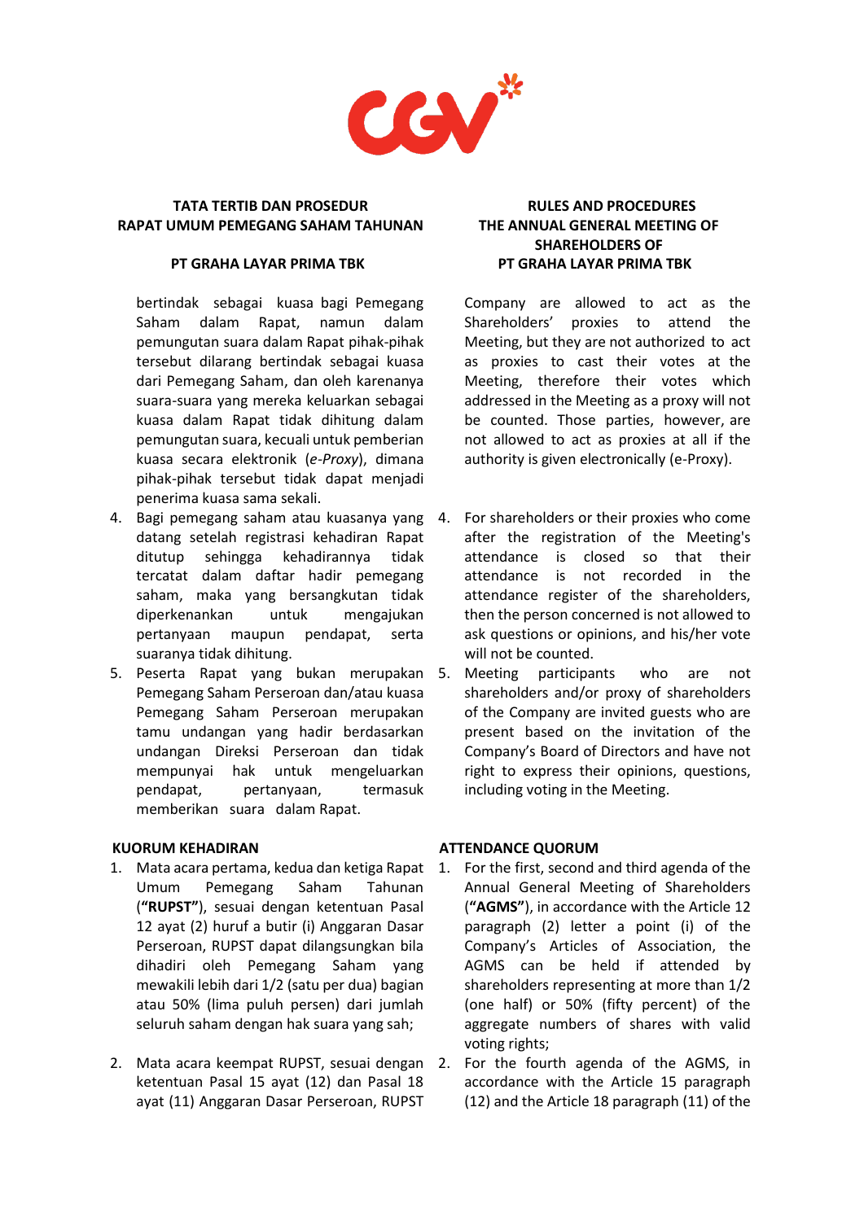**TATA TERTIB DAN PROSEDUR RAPAT UMUM PEMEGANG SAHAM TAHUNAN**

**PT GRAHA LAYAR PRIMA TBK**

bertindak sebagai kuasa bagi Pemegang Saham dalam Rapat, namun dalam pemungutan suara dalam Rapat pihak-pihak tersebut dilarang bertindak sebagai kuasa dari Pemegang Saham, dan oleh karenanya suara-suara yang mereka keluarkan sebagai kuasa dalam Rapat tidak dihitung dalam pemungutan suara, kecuali untuk pemberian kuasa secara elektronik (*e-Proxy*), dimana pihak-pihak tersebut tidak dapat menjadi penerima kuasa sama sekali.

4. Bagi pemegang saham atau kuasanya yang datang setelah registrasi kehadiran Rapat ditutup sehingga kehadirannya tidak tercatat dalam daftar hadir pemegang saham, maka yang bersangkutan tidak diperkenankan untuk mengajukan pertanyaan maupun pendapat, serta suaranya tidak dihitung.
5. Peserta Rapat yang bukan merupakan Pemegang Saham Perseroan dan/atau kuasa Pemegang Saham Perseroan merupakan tamu undangan yang hadir berdasarkan undangan Direksi Perseroan dan tidak mempunyai hak untuk mengeluarkan pendapat, pertanyaan, termasuk memberikan suara dalam Rapat.

**KUORUM KEHADIRAN**

1. Mata acara pertama, kedua dan ketiga Rapat Umum Pemegang Saham Tahunan (**"RUPST"**), sesuai dengan ketentuan Pasal 12 ayat (2) huruf a butir (i) Anggaran Dasar Perseroan, RUPST dapat dilangsungkan bila dihadiri oleh Pemegang Saham yang mewakili lebih dari 1/2 (satu per dua) bagian atau 50% (lima puluh persen) dari jumlah seluruh saham dengan hak suara yang sah;
2. Mata acara keempat RUPST, sesuai dengan ketentuan Pasal 15 ayat (12) dan Pasal 18 ayat (11) Anggaran Dasar Perseroan, RUPST

**RULES AND PROCEDURES THE ANNUAL GENERAL MEETING OF SHAREHOLDERS OF PT GRAHA LAYAR PRIMA TBK**

Company are allowed to act as the Shareholders' proxies to attend the Meeting, but they are not authorized to act as proxies to cast their votes at the Meeting, therefore their votes which addressed in the Meeting as a proxy will not be counted. Those parties, however, are not allowed to act as proxies at all if the authority is given electronically (e-Proxy).

4. For shareholders or their proxies who come after the registration of the Meeting's attendance is closed so that their attendance is not recorded in the attendance register of the shareholders, then the person concerned is not allowed to ask questions or opinions, and his/her vote will not be counted.
5. Meeting participants who are not shareholders and/or proxy of shareholders of the Company are invited guests who are present based on the invitation of the Company's Board of Directors and have not right to express their opinions, questions, including voting in the Meeting.

**ATTENDANCE QUORUM**

1. For the first, second and third agenda of the Annual General Meeting of Shareholders (**"AGMS"**), in accordance with the Article 12 paragraph (2) letter a point (i) of the Company's Articles of Association, the AGMS can be held if attended by shareholders representing at more than 1/2 (one half) or 50% (fifty percent) of the aggregate numbers of shares with valid voting rights;
2. For the fourth agenda of the AGMS, in accordance with the Article 15 paragraph (12) and the Article 18 paragraph (11) of the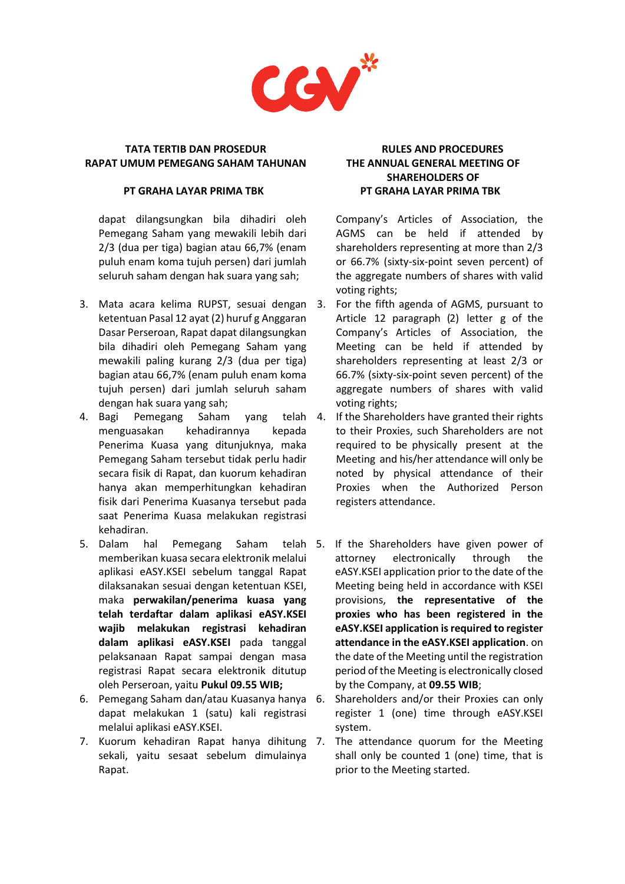**TATA TERTIB DAN PROSEDUR RAPAT UMUM PEMEGANG SAHAM TAHUNAN**

**PT GRAHA LAYAR PRIMA TBK**

dapat dilangsungkan bila dihadiri oleh Pemegang Saham yang mewakili lebih dari 2/3 (dua per tiga) bagian atau 66,7% (enam puluh enam koma tujuh persen) dari jumlah seluruh saham dengan hak suara yang sah;

3. Mata acara kelima RUPST, sesuai dengan ketentuan Pasal 12 ayat (2) huruf g Anggaran Dasar Perseroan, Rapat dapat dilangsungkan bila dihadiri oleh Pemegang Saham yang mewakili paling kurang 2/3 (dua per tiga) bagian atau 66,7% (enam puluh enam koma tujuh persen) dari jumlah seluruh saham dengan hak suara yang sah;
4. Bagi Pemegang Saham yang telah menguasakan kehadirannya kepada Penerima Kuasa yang ditunjuknya, maka Pemegang Saham tersebut tidak perlu hadir secara fisik di Rapat, dan kuorum kehadiran hanya akan memperhitungkan kehadiran fisik dari Penerima Kuasanya tersebut pada saat Penerima Kuasa melakukan registrasi kehadiran.
5. Dalam hal Pemegang Saham telah memberikan kuasa secara elektronik melalui aplikasi eASY.KSEI sebelum tanggal Rapat dilaksanakan sesuai dengan ketentuan KSEI, maka **perwakilan/penerima kuasa yang telah terdaftar dalam aplikasi eASY.KSEI wajib melakukan registrasi kehadiran dalam aplikasi eASY.KSEI** pada tanggal pelaksanaan Rapat sampai dengan masa registrasi Rapat secara elektronik ditutup oleh Perseroan, yaitu **Pukul 09.55 WIB;**
6. Pemegang Saham dan/atau Kuasanya hanya dapat melakukan 1 (satu) kali registrasi melalui aplikasi eASY.KSEI.
7. Kuorum kehadiran Rapat hanya dihitung sekali, yaitu sesaat sebelum dimulainya Rapat.

**RULES AND PROCEDURES THE ANNUAL GENERAL MEETING OF SHAREHOLDERS OF PT GRAHA LAYAR PRIMA TBK**

Company's Articles of Association, the AGMS can be held if attended by shareholders representing at more than 2/3 or 66.7% (sixty-six-point seven percent) of the aggregate numbers of shares with valid voting rights;

3. For the fifth agenda of AGMS, pursuant to Article 12 paragraph (2) letter g of the Company's Articles of Association, the Meeting can be held if attended by shareholders representing at least 2/3 or 66.7% (sixty-six-point seven percent) of the aggregate numbers of shares with valid voting rights;
4. If the Shareholders have granted their rights to their Proxies, such Shareholders are not required to be physically present at the Meeting and his/her attendance will only be noted by physical attendance of their Proxies when the Authorized Person registers attendance.
5. If the Shareholders have given power of attorney electronically through the eASY.KSEI application prior to the date of the Meeting being held in accordance with KSEI provisions, **the representative of the proxies who has been registered in the eASY.KSEI application is required to register attendance in the eASY.KSEI application**. on the date of the Meeting until the registration period of the Meeting is electronically closed by the Company, at **09.55 WIB**;
6. Shareholders and/or their Proxies can only register 1 (one) time through eASY.KSEI system.
7. The attendance quorum for the Meeting shall only be counted 1 (one) time, that is prior to the Meeting started.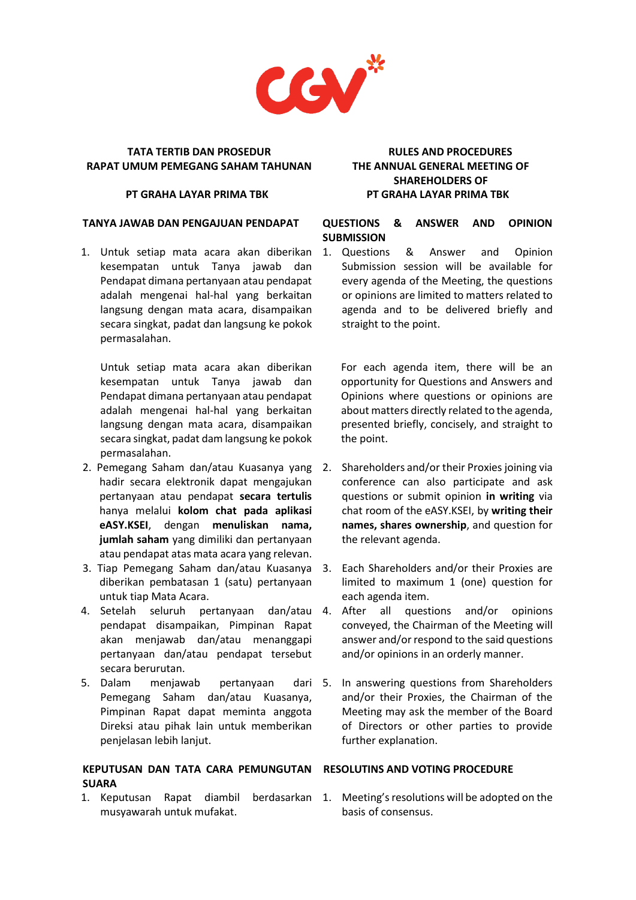**TATA TERTIB DAN PROSEDUR RAPAT UMUM PEMEGANG SAHAM TAHUNAN**

**PT GRAHA LAYAR PRIMA TBK**

**TANYA JAWAB DAN PENGAJUAN PENDAPAT**

1. Untuk setiap mata acara akan diberikan kesempatan untuk Tanya jawab dan Pendapat dimana pertanyaan atau pendapat adalah mengenai hal-hal yang berkaitan langsung dengan mata acara, disampaikan secara singkat, padat dan langsung ke pokok permasalahan.

   Untuk setiap mata acara akan diberikan kesempatan untuk Tanya jawab dan Pendapat dimana pertanyaan atau pendapat adalah mengenai hal-hal yang berkaitan langsung dengan mata acara, disampaikan secara singkat, padat dam langsung ke pokok permasalahan.
2. Pemegang Saham dan/atau Kuasanya yang hadir secara elektronik dapat mengajukan pertanyaan atau pendapat **secara tertulis** hanya melalui **kolom chat pada aplikasi eASY.KSEI**, dengan **menuliskan nama, jumlah saham** yang dimiliki dan pertanyaan atau pendapat atas mata acara yang relevan.
3. Tiap Pemegang Saham dan/atau Kuasanya diberikan pembatasan 1 (satu) pertanyaan untuk tiap Mata Acara.
4. Setelah seluruh pertanyaan dan/atau pendapat disampaikan, Pimpinan Rapat akan menjawab dan/atau menanggapi pertanyaan dan/atau pendapat tersebut secara berurutan.
5. Dalam menjawab pertanyaan dari Pemegang Saham dan/atau Kuasanya, Pimpinan Rapat dapat meminta anggota Direksi atau pihak lain untuk memberikan penjelasan lebih lanjut.

**KEPUTUSAN DAN TATA CARA PEMUNGUTAN SUARA**

1. Keputusan Rapat diambil berdasarkan musyawarah untuk mufakat.

**RULES AND PROCEDURES THE ANNUAL GENERAL MEETING OF SHAREHOLDERS OF PT GRAHA LAYAR PRIMA TBK**

**QUESTIONS & ANSWER AND OPINION SUBMISSION**

1. Questions & Answer and Opinion Submission session will be available for every agenda of the Meeting, the questions or opinions are limited to matters related to agenda and to be delivered briefly and straight to the point.

   For each agenda item, there will be an opportunity for Questions and Answers and Opinions where questions or opinions are about matters directly related to the agenda, presented briefly, concisely, and straight to the point.
2. Shareholders and/or their Proxies joining via conference can also participate and ask questions or submit opinion **in writing** via chat room of the eASY.KSEI, by **writing their names, shares ownership**, and question for the relevant agenda.
3. Each Shareholders and/or their Proxies are limited to maximum 1 (one) question for each agenda item.
4. After all questions and/or opinions conveyed, the Chairman of the Meeting will answer and/or respond to the said questions and/or opinions in an orderly manner.
5. In answering questions from Shareholders and/or their Proxies, the Chairman of the Meeting may ask the member of the Board of Directors or other parties to provide further explanation.

**RESOLUTINS AND VOTING PROCEDURE**

1. Meeting's resolutions will be adopted on the basis of consensus.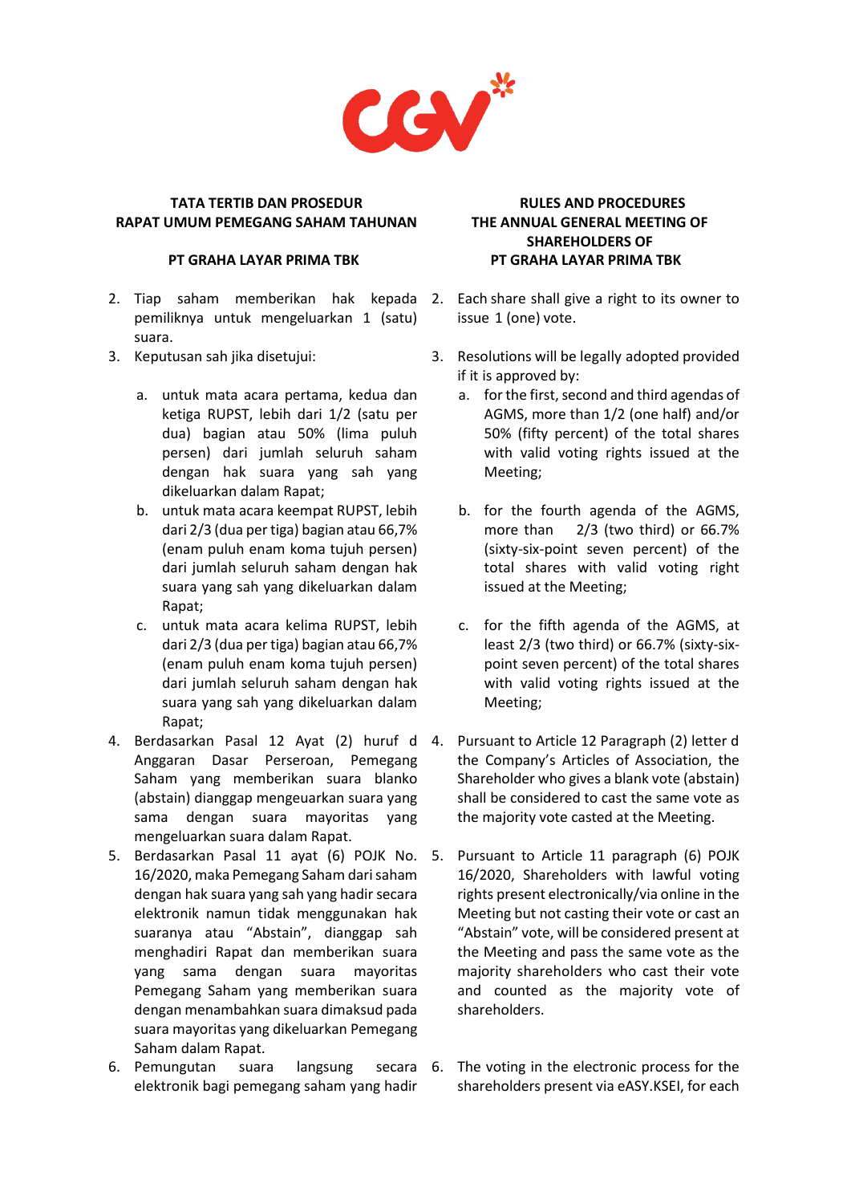**TATA TERTIB DAN PROSEDUR RAPAT UMUM PEMEGANG SAHAM TAHUNAN**

**PT GRAHA LAYAR PRIMA TBK**

2. Tiap saham memberikan hak kepada pemiliknya untuk mengeluarkan 1 (satu) suara.
3. Keputusan sah jika disetujui:
   a. untuk mata acara pertama, kedua dan ketiga RUPST, lebih dari 1/2 (satu per dua) bagian atau 50% (lima puluh persen) dari jumlah seluruh saham dengan hak suara yang sah yang dikeluarkan dalam Rapat;
   b. untuk mata acara keempat RUPST, lebih dari 2/3 (dua per tiga) bagian atau 66,7% (enam puluh enam koma tujuh persen) dari jumlah seluruh saham dengan hak suara yang sah yang dikeluarkan dalam Rapat;
   c. untuk mata acara kelima RUPST, lebih dari 2/3 (dua per tiga) bagian atau 66,7% (enam puluh enam koma tujuh persen) dari jumlah seluruh saham dengan hak suara yang sah yang dikeluarkan dalam Rapat;
4. Berdasarkan Pasal 12 Ayat (2) huruf d Anggaran Dasar Perseroan, Pemegang Saham yang memberikan suara blanko (abstain) dianggap mengeuarkan suara yang sama dengan suara mayoritas yang mengeluarkan suara dalam Rapat.
5. Berdasarkan Pasal 11 ayat (6) POJK No. 16/2020, maka Pemegang Saham dari saham dengan hak suara yang sah yang hadir secara elektronik namun tidak menggunakan hak suaranya atau "Abstain", dianggap sah menghadiri Rapat dan memberikan suara yang sama dengan suara mayoritas Pemegang Saham yang memberikan suara dengan menambahkan suara dimaksud pada suara mayoritas yang dikeluarkan Pemegang Saham dalam Rapat.
6. Pemungutan suara langsung secara elektronik bagi pemegang saham yang hadir

**RULES AND PROCEDURES THE ANNUAL GENERAL MEETING OF SHAREHOLDERS OF PT GRAHA LAYAR PRIMA TBK**

2. Each share shall give a right to its owner to issue 1 (one) vote.
3. Resolutions will be legally adopted provided if it is approved by:
   a. for the first, second and third agendas of AGMS, more than 1/2 (one half) and/or 50% (fifty percent) of the total shares with valid voting rights issued at the Meeting;
   b. for the fourth agenda of the AGMS, more than 2/3 (two third) or 66.7% (sixty-six-point seven percent) of the total shares with valid voting right issued at the Meeting;
   c. for the fifth agenda of the AGMS, at least 2/3 (two third) or 66.7% (sixty-six-point seven percent) of the total shares with valid voting rights issued at the Meeting;
4. Pursuant to Article 12 Paragraph (2) letter d the Company's Articles of Association, the Shareholder who gives a blank vote (abstain) shall be considered to cast the same vote as the majority vote casted at the Meeting.
5. Pursuant to Article 11 paragraph (6) POJK 16/2020, Shareholders with lawful voting rights present electronically/via online in the Meeting but not casting their vote or cast an "Abstain" vote, will be considered present at the Meeting and pass the same vote as the majority shareholders who cast their vote and counted as the majority vote of shareholders.
6. The voting in the electronic process for the shareholders present via eASY.KSEI, for each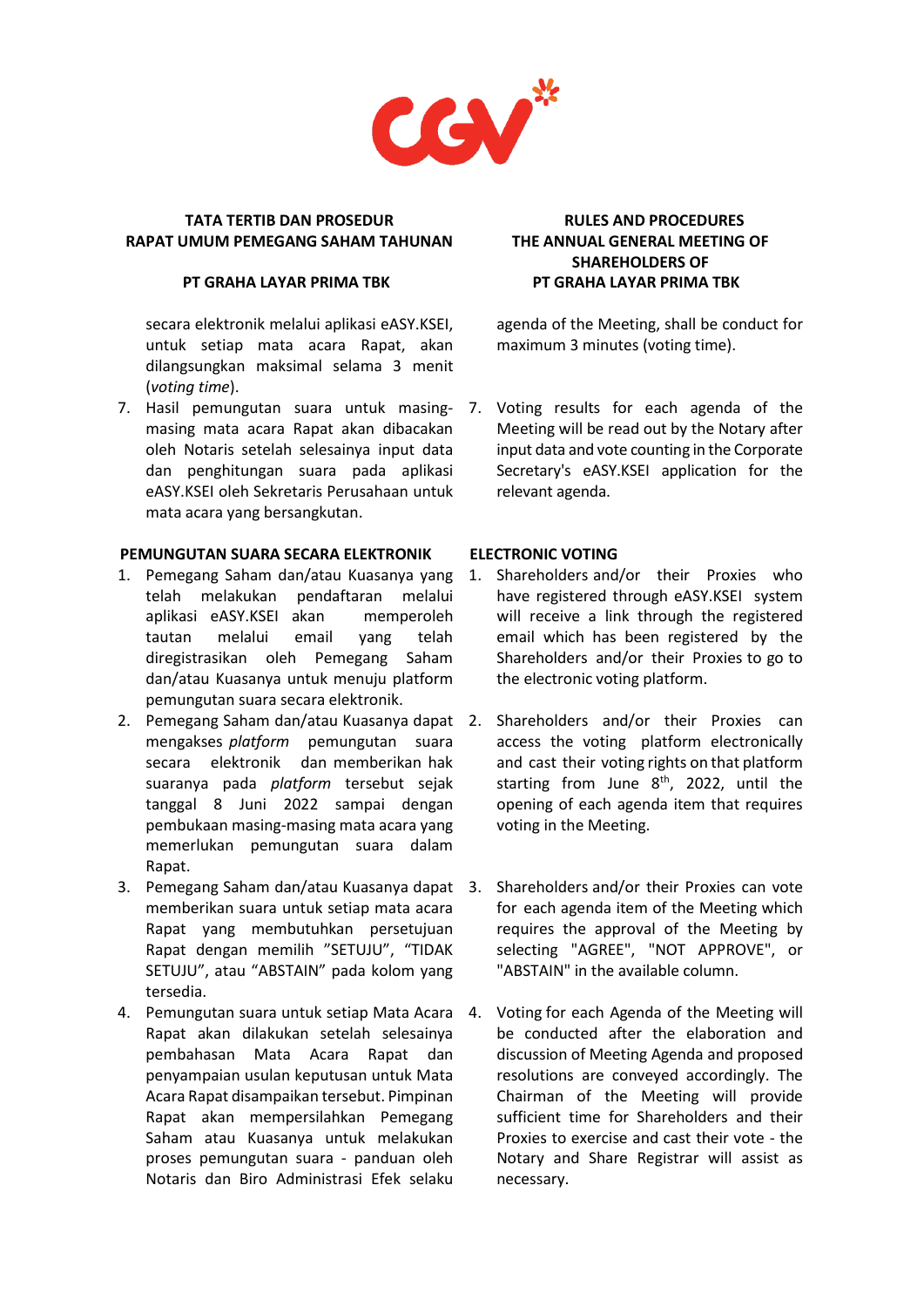## TATA TERTIB DAN PROSEDUR RAPAT UMUM PEMEGANG SAHAM TAHUNAN

## PT GRAHA LAYAR PRIMA TBK

secara elektronik melalui aplikasi eASY.KSEI, untuk setiap mata acara Rapat, akan dilangsungkan maksimal selama 3 menit (*voting time*).

7. Hasil pemungutan suara untuk masing-masing mata acara Rapat akan dibacakan oleh Notaris setelah selesainya input data dan penghitungan suara pada aplikasi eASY.KSEI oleh Sekretaris Perusahaan untuk mata acara yang bersangkutan.

**PEMUNGUTAN SUARA SECARA ELEKTRONIK**

1. Pemegang Saham dan/atau Kuasanya yang telah melakukan pendaftaran melalui aplikasi eASY.KSEI akan memperoleh tautan melalui email yang telah diregistrasikan oleh Pemegang Saham dan/atau Kuasanya untuk menuju platform pemungutan suara secara elektronik.
2. Pemegang Saham dan/atau Kuasanya dapat mengakses *platform* pemungutan suara secara elektronik dan memberikan hak suaranya pada *platform* tersebut sejak tanggal 8 Juni 2022 sampai dengan pembukaan masing-masing mata acara yang memerlukan pemungutan suara dalam Rapat.
3. Pemegang Saham dan/atau Kuasanya dapat memberikan suara untuk setiap mata acara Rapat yang membutuhkan persetujuan Rapat dengan memilih "SETUJU", "TIDAK SETUJU", atau "ABSTAIN" pada kolom yang tersedia.
4. Pemungutan suara untuk setiap Mata Acara Rapat akan dilakukan setelah selesainya pembahasan Mata Acara Rapat dan penyampaian usulan keputusan untuk Mata Acara Rapat disampaikan tersebut. Pimpinan Rapat akan mempersilahkan Pemegang Saham atau Kuasanya untuk melakukan proses pemungutan suara - panduan oleh Notaris dan Biro Administrasi Efek selaku

## RULES AND PROCEDURES THE ANNUAL GENERAL MEETING OF SHAREHOLDERS OF PT GRAHA LAYAR PRIMA TBK

agenda of the Meeting, shall be conduct for maximum 3 minutes (voting time).

7. Voting results for each agenda of the Meeting will be read out by the Notary after input data and vote counting in the Corporate Secretary's eASY.KSEI application for the relevant agenda.

**ELECTRONIC VOTING**

1. Shareholders and/or their Proxies who have registered through eASY.KSEI system will receive a link through the registered email which has been registered by the Shareholders and/or their Proxies to go to the electronic voting platform.
2. Shareholders and/or their Proxies can access the voting platform electronically and cast their voting rights on that platform starting from June 8th, 2022, until the opening of each agenda item that requires voting in the Meeting.
3. Shareholders and/or their Proxies can vote for each agenda item of the Meeting which requires the approval of the Meeting by selecting "AGREE", "NOT APPROVE", or "ABSTAIN" in the available column.
4. Voting for each Agenda of the Meeting will be conducted after the elaboration and discussion of Meeting Agenda and proposed resolutions are conveyed accordingly. The Chairman of the Meeting will provide sufficient time for Shareholders and their Proxies to exercise and cast their vote - the Notary and Share Registrar will assist as necessary.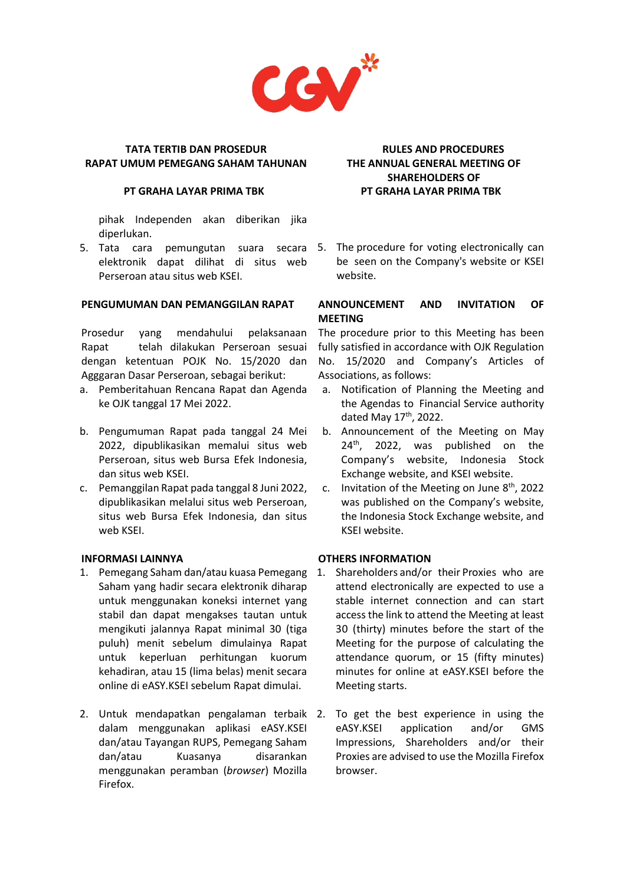## TATA TERTIB DAN PROSEDUR RAPAT UMUM PEMEGANG SAHAM TAHUNAN

## PT GRAHA LAYAR PRIMA TBK

pihak Independen akan diberikan jika diperlukan.

5. Tata cara pemungutan suara secara elektronik dapat dilihat di situs web Perseroan atau situs web KSEI.

### PENGUMUMAN DAN PEMANGGILAN RAPAT

Prosedur yang mendahului pelaksanaan Rapat telah dilakukan Perseroan sesuai dengan ketentuan POJK No. 15/2020 dan Agggaran Dasar Perseroan, sebagai berikut:

a. Pemberitahuan Rencana Rapat dan Agenda ke OJK tanggal 17 Mei 2022.
b. Pengumuman Rapat pada tanggal 24 Mei 2022, dipublikasikan memalui situs web Perseroan, situs web Bursa Efek Indonesia, dan situs web KSEI.
c. Pemanggilan Rapat pada tanggal 8 Juni 2022, dipublikasikan melalui situs web Perseroan, situs web Bursa Efek Indonesia, dan situs web KSEI.

### INFORMASI LAINNYA

1. Pemegang Saham dan/atau kuasa Pemegang Saham yang hadir secara elektronik diharap untuk menggunakan koneksi internet yang stabil dan dapat mengakses tautan untuk mengikuti jalannya Rapat minimal 30 (tiga puluh) menit sebelum dimulainya Rapat untuk keperluan perhitungan kuorum kehadiran, atau 15 (lima belas) menit secara online di eASY.KSEI sebelum Rapat dimulai.
2. Untuk mendapatkan pengalaman terbaik dalam menggunakan aplikasi eASY.KSEI dan/atau Tayangan RUPS, Pemegang Saham dan/atau Kuasanya disarankan menggunakan peramban (*browser*) Mozilla Firefox.

## RULES AND PROCEDURES THE ANNUAL GENERAL MEETING OF SHAREHOLDERS OF PT GRAHA LAYAR PRIMA TBK

5. The procedure for voting electronically can be seen on the Company's website or KSEI website.

### ANNOUNCEMENT AND INVITATION OF MEETING

The procedure prior to this Meeting has been fully satisfied in accordance with OJK Regulation No. 15/2020 and Company's Articles of Associations, as follows:

a. Notification of Planning the Meeting and the Agendas to Financial Service authority dated May 17th, 2022.
b. Announcement of the Meeting on May 24th, 2022, was published on the Company's website, Indonesia Stock Exchange website, and KSEI website.
c. Invitation of the Meeting on June 8th, 2022 was published on the Company's website, the Indonesia Stock Exchange website, and KSEI website.

### OTHERS INFORMATION

1. Shareholders and/or their Proxies who are attend electronically are expected to use a stable internet connection and can start access the link to attend the Meeting at least 30 (thirty) minutes before the start of the Meeting for the purpose of calculating the attendance quorum, or 15 (fifty minutes) minutes for online at eASY.KSEI before the Meeting starts.
2. To get the best experience in using the eASY.KSEI application and/or GMS Impressions, Shareholders and/or their Proxies are advised to use the Mozilla Firefox browser.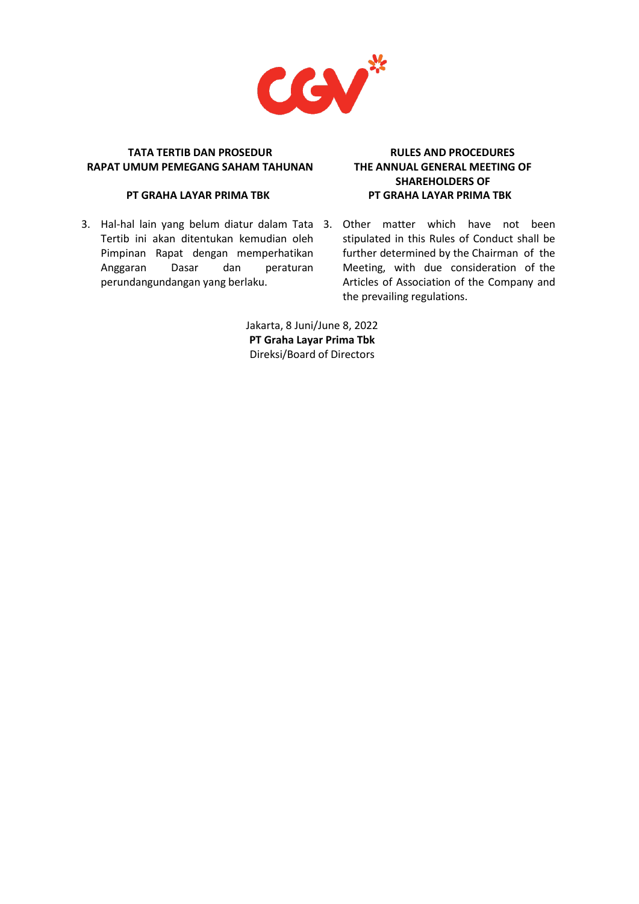**TATA TERTIB DAN PROSEDUR RAPAT UMUM PEMEGANG SAHAM TAHUNAN**

**PT GRAHA LAYAR PRIMA TBK**

3. Hal-hal lain yang belum diatur dalam Tata Tertib ini akan ditentukan kemudian oleh Pimpinan Rapat dengan memperhatikan Anggaran Dasar dan peraturan perundangundangan yang berlaku.

**RULES AND PROCEDURES THE ANNUAL GENERAL MEETING OF SHAREHOLDERS OF PT GRAHA LAYAR PRIMA TBK**

3. Other matter which have not been stipulated in this Rules of Conduct shall be further determined by the Chairman of the Meeting, with due consideration of the Articles of Association of the Company and the prevailing regulations.

Jakarta, 8 Juni/June 8, 2022
**PT Graha Layar Prima Tbk**
Direksi/Board of Directors